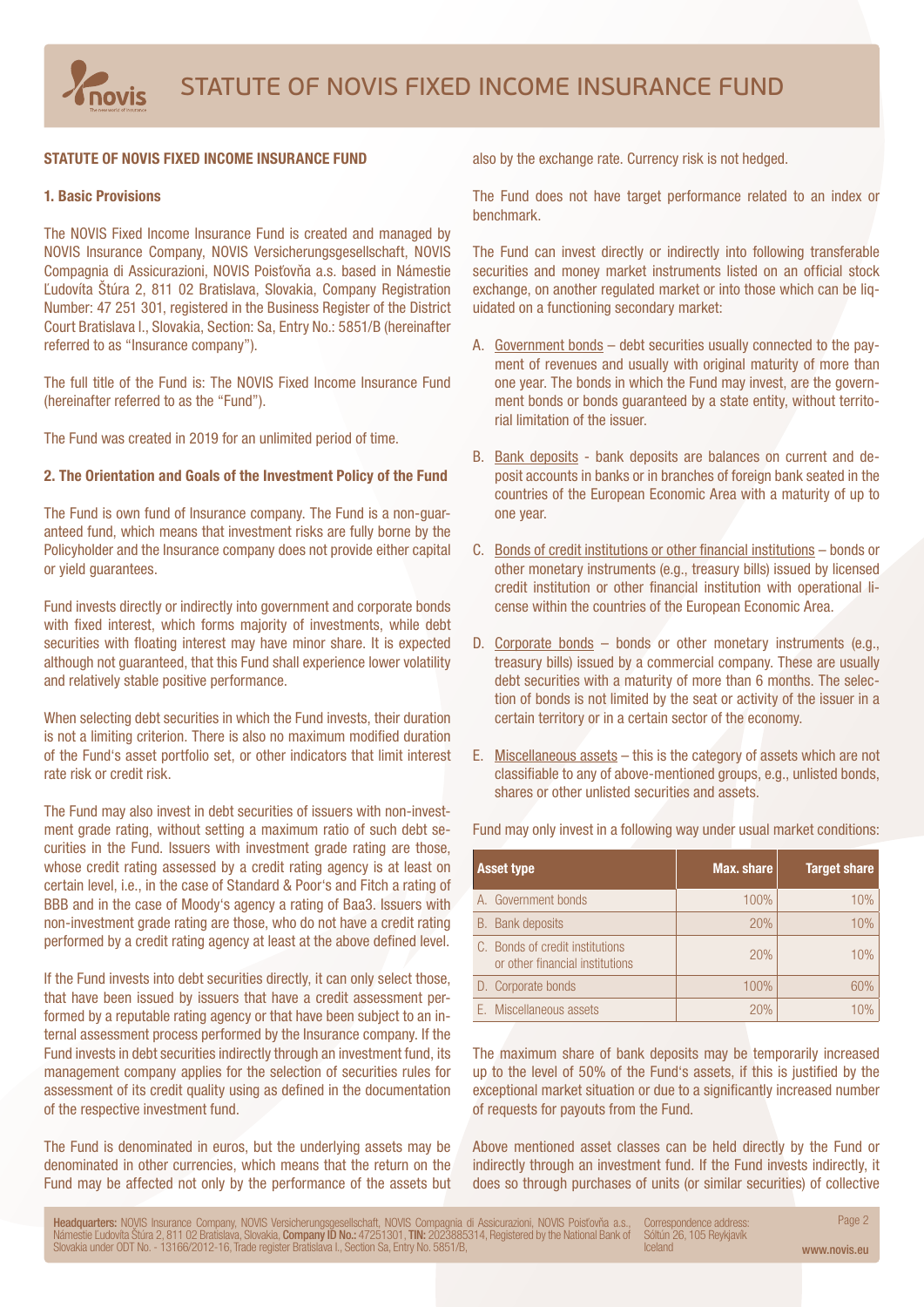# STATUTE OF NOVIS FIXED INCOME INSURANCE FUND

## STATUTE OF NOVIS FIXED INCOME INSURANCE FUND

### 1. Basic Provisions

The NOVIS Fixed Income Insurance Fund is created and managed by NOVIS Insurance Company, NOVIS Versicherungsgesellschaft, NOVIS Compagnia di Assicurazioni, NOVIS Poisťovňa a.s. based in Námestie Ľudovíta Štúra 2, 811 02 Bratislava, Slovakia, Company Registration Number: 47 251 301, registered in the Business Register of the District Court Bratislava I., Slovakia, Section: Sa, Entry No.: 5851/B (hereinafter referred to as "Insurance company").

The full title of the Fund is: The NOVIS Fixed Income Insurance Fund (hereinafter referred to as the "Fund").

The Fund was created in 2019 for an unlimited period of time.

### 2. The Orientation and Goals of the Investment Policy of the Fund

The Fund is own fund of Insurance company. The Fund is a non-guaranteed fund, which means that investment risks are fully borne by the Policyholder and the Insurance company does not provide either capital or yield guarantees.

Fund invests directly or indirectly into government and corporate bonds with fixed interest, which forms majority of investments, while debt securities with floating interest may have minor share. It is expected although not guaranteed, that this Fund shall experience lower volatility and relatively stable positive performance.

When selecting debt securities in which the Fund invests, their duration is not a limiting criterion. There is also no maximum modified duration of the Fund's asset portfolio set, or other indicators that limit interest rate risk or credit risk.

The Fund may also invest in debt securities of issuers with non-investment grade rating, without setting a maximum ratio of such debt securities in the Fund. Issuers with investment grade rating are those, whose credit rating assessed by a credit rating agency is at least on certain level, i.e., in the case of Standard & Poor's and Fitch a rating of BBB and in the case of Moody's agency a rating of Baa3. Issuers with non-investment grade rating are those, who do not have a credit rating performed by a credit rating agency at least at the above defined level.

If the Fund invests into debt securities directly, it can only select those, that have been issued by issuers that have a credit assessment performed by a reputable rating agency or that have been subject to an internal assessment process performed by the Insurance company. If the Fund invests in debt securities indirectly through an investment fund, its management company applies for the selection of securities rules for assessment of its credit quality using as defined in the documentation of the respective investment fund.

The Fund is denominated in euros, but the underlying assets may be denominated in other currencies, which means that the return on the Fund may be affected not only by the performance of the assets but also by the exchange rate. Currency risk is not hedged.

The Fund does not have target performance related to an index or benchmark.

The Fund can invest directly or indirectly into following transferable securities and money market instruments listed on an official stock exchange, on another regulated market or into those which can be liquidated on a functioning secondary market:

A. Government bonds – debt securities usually connected to the payment of revenues and usually with original maturity of more than one year. The bonds in which the Fund may invest, are the government bonds or bonds guaranteed by a state entity, without territorial limitation of the issuer.

B. Bank deposits - bank deposits are balances on current and deposit accounts in banks or in branches of foreign bank seated in the countries of the European Economic Area with a maturity of up to one year.

C. Bonds of credit institutions or other financial institutions – bonds or other monetary instruments (e.g., treasury bills) issued by licensed credit institution or other financial institution with operational license within the countries of the European Economic Area.

D. Corporate bonds – bonds or other monetary instruments (e.g., treasury bills) issued by a commercial company. These are usually debt securities with a maturity of more than 6 months. The selection of bonds is not limited by the seat or activity of the issuer in a certain territory or in a certain sector of the economy.

E. Miscellaneous assets – this is the category of assets which are not classifiable to any of above-mentioned groups, e.g., unlisted bonds, shares or other unlisted securities and assets.

Fund may only invest in a following way under usual market conditions:

| Asset type | Max. share | Target share |
|---|---|---|
| A. Government bonds | 100% | 10% |
| B. Bank deposits | 20% | 10% |
| C. Bonds of credit institutions or other financial institutions | 20% | 10% |
| D. Corporate bonds | 100% | 60% |
| E. Miscellaneous assets | 20% | 10% |

The maximum share of bank deposits may be temporarily increased up to the level of 50% of the Fund's assets, if this is justified by the exceptional market situation or due to a significantly increased number of requests for payouts from the Fund.

Above mentioned asset classes can be held directly by the Fund or indirectly through an investment fund. If the Fund invests indirectly, it does so through purchases of units (or similar securities) of collective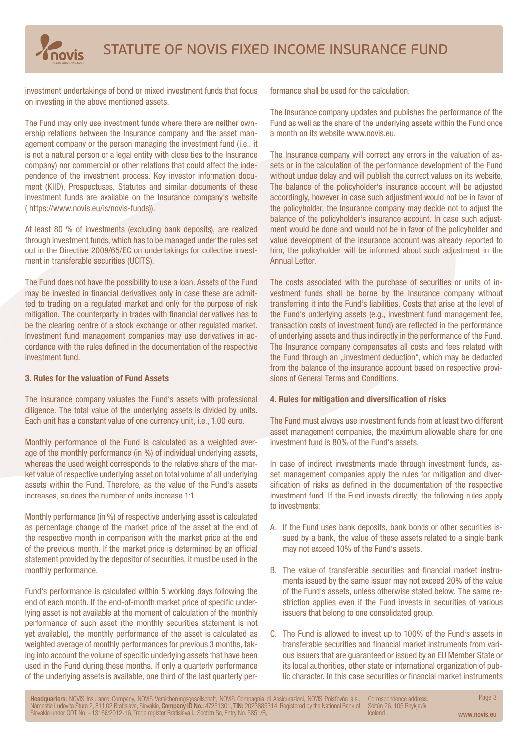investment undertakings of bond or mixed investment funds that focus on investing in the above mentioned assets.

The Fund may only use investment funds where there are neither ownership relations between the Insurance company and the asset management company or the person managing the investment fund (i.e., it is not a natural person or a legal entity with close ties to the Insurance company) nor commercial or other relations that could affect the independence of the investment process. Key investor information document (KIID), Prospectuses, Statutes and similar documents of these investment funds are available on the Insurance company's website ( https://www.novis.eu/is/novis-funds)).

At least 80 % of investments (excluding bank deposits), are realized through investment funds, which has to be managed under the rules set out in the Directive 2009/65/EC on undertakings for collective investment in transferable securities (UCITS).

The Fund does not have the possibility to use a loan. Assets of the Fund may be invested in financial derivatives only in case these are admitted to trading on a regulated market and only for the purpose of risk mitigation. The counterparty in trades with financial derivatives has to be the clearing centre of a stock exchange or other regulated market. Investment fund management companies may use derivatives in accordance with the rules defined in the documentation of the respective investment fund.

**3. Rules for the valuation of Fund Assets**

The Insurance company valuates the Fund's assets with professional diligence. The total value of the underlying assets is divided by units. Each unit has a constant value of one currency unit, i.e., 1.00 euro.

Monthly performance of the Fund is calculated as a weighted average of the monthly performance (in %) of individual underlying assets, whereas the used weight corresponds to the relative share of the market value of respective underlying asset on total volume of all underlying assets within the Fund. Therefore, as the value of the Fund's assets increases, so does the number of units increase 1:1.

Monthly performance (in %) of respective underlying asset is calculated as percentage change of the market price of the asset at the end of the respective month in comparison with the market price at the end of the previous month. If the market price is determined by an official statement provided by the depositor of securities, it must be used in the monthly performance.

Fund's performance is calculated within 5 working days following the end of each month. If the end-of-month market price of specific underlying asset is not available at the moment of calculation of the monthly performance of such asset (the monthly securities statement is not yet available), the monthly performance of the asset is calculated as weighted average of monthly performances for previous 3 months, taking into account the volume of specific underlying assets that have been used in the Fund during these months. If only a quarterly performance of the underlying assets is available, one third of the last quarterly performance shall be used for the calculation.

The Insurance company updates and publishes the performance of the Fund as well as the share of the underlying assets within the Fund once a month on its website www.novis.eu.

The Insurance company will correct any errors in the valuation of assets or in the calculation of the performance development of the Fund without undue delay and will publish the correct values on its website. The balance of the policyholder's insurance account will be adjusted accordingly, however in case such adjustment would not be in favor of the policyholder, the Insurance company may decide not to adjust the balance of the policyholder's insurance account. In case such adjustment would be done and would not be in favor of the policyholder and value development of the insurance account was already reported to him, the policyholder will be informed about such adjustment in the Annual Letter.

The costs associated with the purchase of securities or units of investment funds shall be borne by the Insurance company without transferring it into the Fund's liabilities. Costs that arise at the level of the Fund's underlying assets (e.g., investment fund management fee, transaction costs of investment fund) are reflected in the performance of underlying assets and thus indirectly in the performance of the Fund. The Insurance company compensates all costs and fees related with the Fund through an „investment deduction", which may be deducted from the balance of the insurance account based on respective provisions of General Terms and Conditions.

**4. Rules for mitigation and diversification of risks**

The Fund must always use investment funds from at least two different asset management companies, the maximum allowable share for one investment fund is 80% of the Fund's assets.

In case of indirect investments made through investment funds, asset management companies apply the rules for mitigation and diversification of risks as defined in the documentation of the respective investment fund. If the Fund invests directly, the following rules apply to investments:

A. If the Fund uses bank deposits, bank bonds or other securities issued by a bank, the value of these assets related to a single bank may not exceed 10% of the Fund's assets.

B. The value of transferable securities and financial market instruments issued by the same issuer may not exceed 20% of the value of the Fund's assets, unless otherwise stated below. The same restriction applies even if the Fund invests in securities of various issuers that belong to one consolidated group.

C. The Fund is allowed to invest up to 100% of the Fund's assets in transferable securities and financial market instruments from various issuers that are guaranteed or issued by an EU Member State or its local authorities, other state or international organization of public character. In this case securities or financial market instruments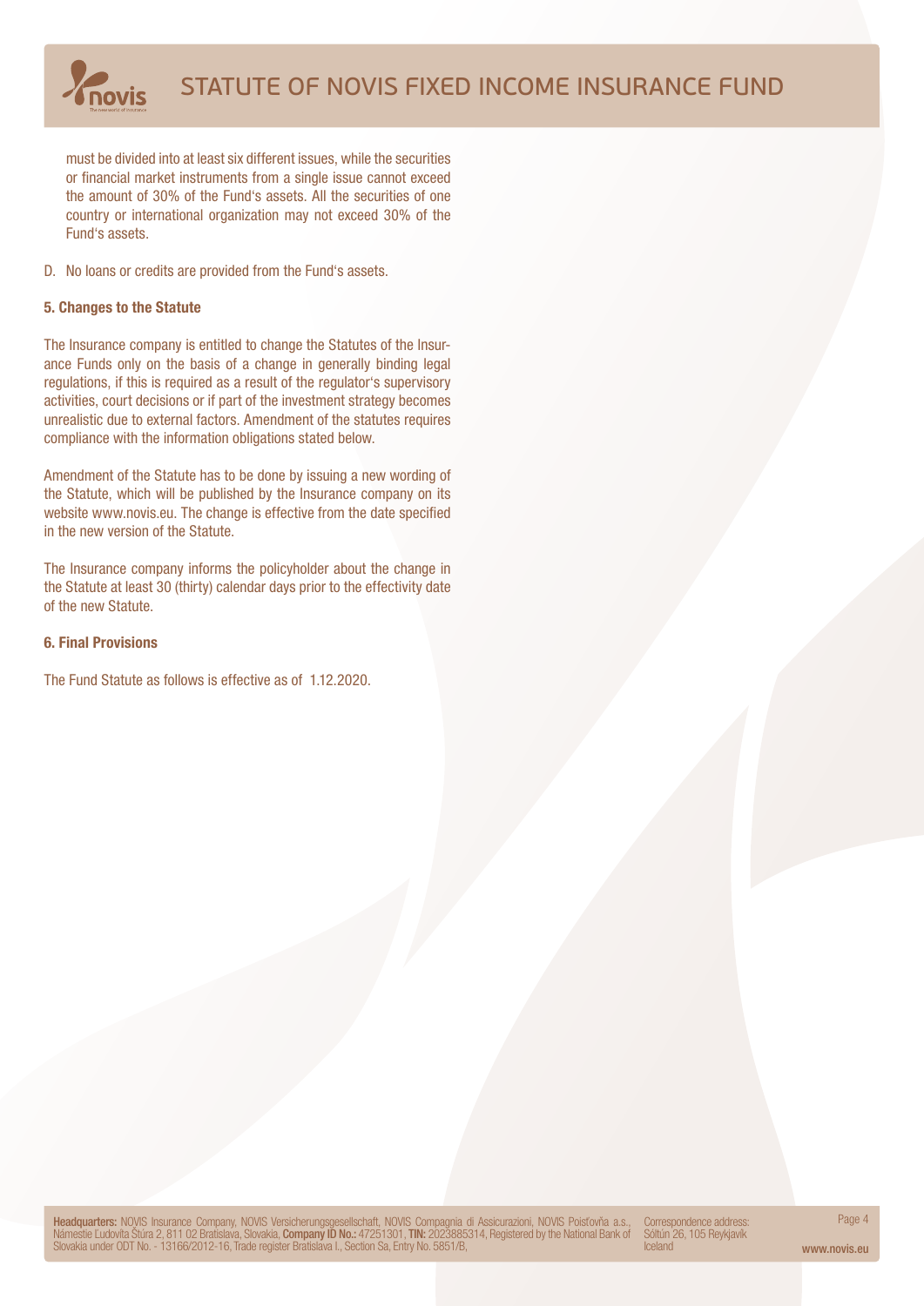must be divided into at least six different issues, while the securities or financial market instruments from a single issue cannot exceed the amount of 30% of the Fund's assets. All the securities of one country or international organization may not exceed 30% of the Fund's assets.

D. No loans or credits are provided from the Fund's assets.

**5. Changes to the Statute**

The Insurance company is entitled to change the Statutes of the Insurance Funds only on the basis of a change in generally binding legal regulations, if this is required as a result of the regulator's supervisory activities, court decisions or if part of the investment strategy becomes unrealistic due to external factors. Amendment of the statutes requires compliance with the information obligations stated below.

Amendment of the Statute has to be done by issuing a new wording of the Statute, which will be published by the Insurance company on its website www.novis.eu. The change is effective from the date specified in the new version of the Statute.

The Insurance company informs the policyholder about the change in the Statute at least 30 (thirty) calendar days prior to the effectivity date of the new Statute.

**6. Final Provisions**

The Fund Statute as follows is effective as of 1.12.2020.